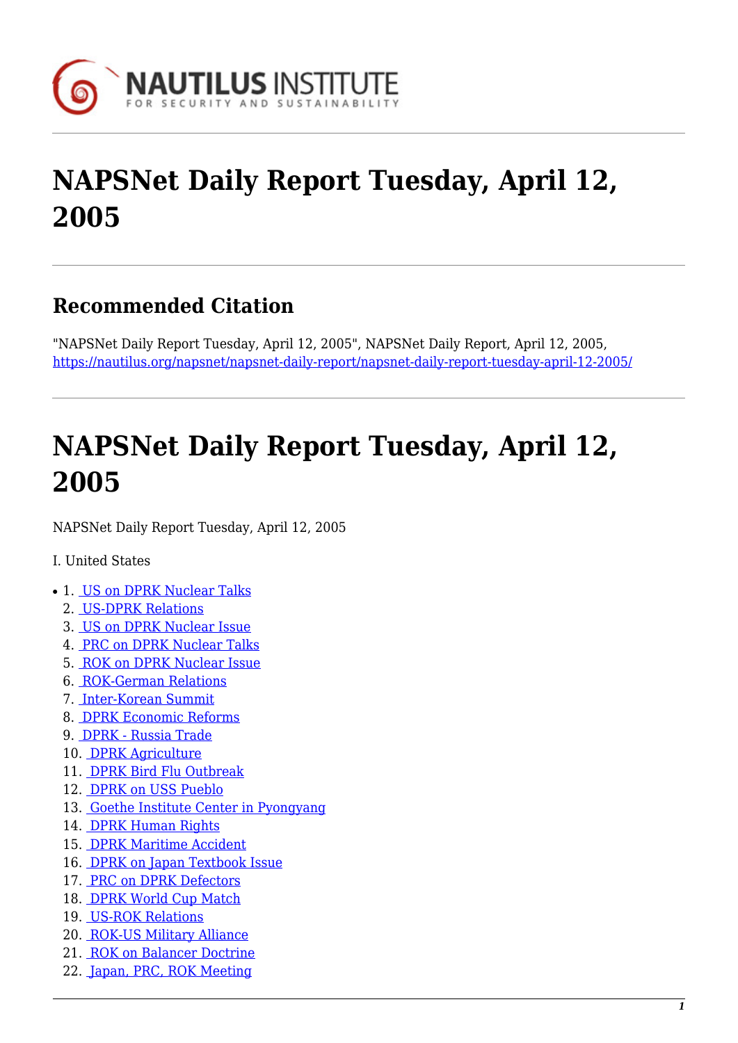# NAPSNet Daily Report Tuesday, April 12, 2005

## Recommended Citation

"NAPSNet Daily Report Tuesday, April 12, 2005", NAPSNet Daily Report, April 12, 2005, https://nautilus.org/napsnet/napsnet-daily-report/napsnet-daily-report-tuesday-april-12-2005/

# NAPSNet Daily Report Tuesday, April 12, 2005

NAPSNet Daily Report Tuesday, April 12, 2005

I. United States

1. US on DPRK Nuclear Talks
2. US-DPRK Relations
3. US on DPRK Nuclear Issue
4. PRC on DPRK Nuclear Talks
5. ROK on DPRK Nuclear Issue
6. ROK-German Relations
7. Inter-Korean Summit
8. DPRK Economic Reforms
9. DPRK - Russia Trade
10. DPRK Agriculture
11. DPRK Bird Flu Outbreak
12. DPRK on USS Pueblo
13. Goethe Institute Center in Pyongyang
14. DPRK Human Rights
15. DPRK Maritime Accident
16. DPRK on Japan Textbook Issue
17. PRC on DPRK Defectors
18. DPRK World Cup Match
19. US-ROK Relations
20. ROK-US Military Alliance
21. ROK on Balancer Doctrine
22. Japan, PRC, ROK Meeting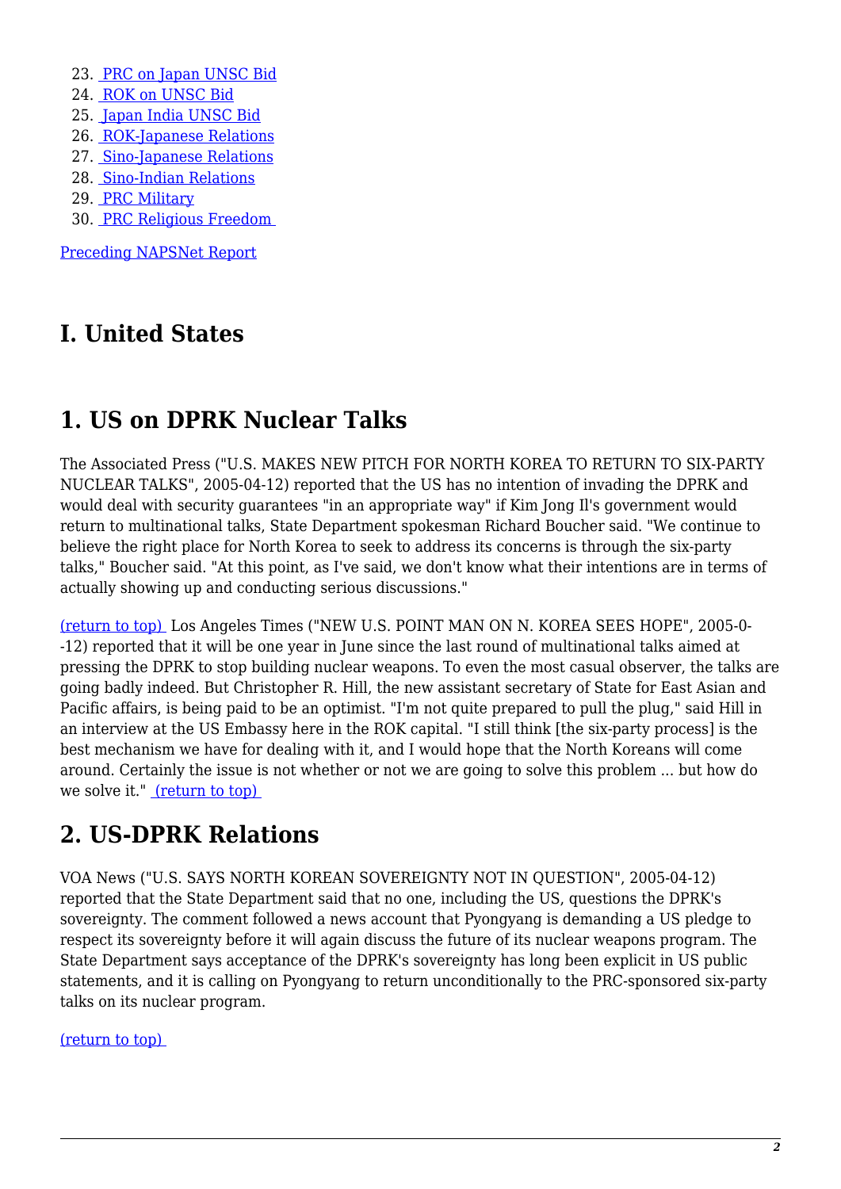23. PRC on Japan UNSC Bid
24. ROK on UNSC Bid
25. Japan India UNSC Bid
26. ROK-Japanese Relations
27. Sino-Japanese Relations
28. Sino-Indian Relations
29. PRC Military
30. PRC Religious Freedom

Preceding NAPSNet Report

# I. United States

## 1. US on DPRK Nuclear Talks

The Associated Press ("U.S. MAKES NEW PITCH FOR NORTH KOREA TO RETURN TO SIX-PARTY NUCLEAR TALKS", 2005-04-12) reported that the US has no intention of invading the DPRK and would deal with security guarantees "in an appropriate way" if Kim Jong Il's government would return to multinational talks, State Department spokesman Richard Boucher said. "We continue to believe the right place for North Korea to seek to address its concerns is through the six-party talks," Boucher said. "At this point, as I've said, we don't know what their intentions are in terms of actually showing up and conducting serious discussions."

(return to top) Los Angeles Times ("NEW U.S. POINT MAN ON N. KOREA SEES HOPE", 2005-0--12) reported that it will be one year in June since the last round of multinational talks aimed at pressing the DPRK to stop building nuclear weapons. To even the most casual observer, the talks are going badly indeed. But Christopher R. Hill, the new assistant secretary of State for East Asian and Pacific affairs, is being paid to be an optimist. "I'm not quite prepared to pull the plug," said Hill in an interview at the US Embassy here in the ROK capital. "I still think [the six-party process] is the best mechanism we have for dealing with it, and I would hope that the North Koreans will come around. Certainly the issue is not whether or not we are going to solve this problem ... but how do we solve it." (return to top)

## 2. US-DPRK Relations

VOA News ("U.S. SAYS NORTH KOREAN SOVEREIGNTY NOT IN QUESTION", 2005-04-12) reported that the State Department said that no one, including the US, questions the DPRK's sovereignty. The comment followed a news account that Pyongyang is demanding a US pledge to respect its sovereignty before it will again discuss the future of its nuclear weapons program. The State Department says acceptance of the DPRK's sovereignty has long been explicit in US public statements, and it is calling on Pyongyang to return unconditionally to the PRC-sponsored six-party talks on its nuclear program.

(return to top)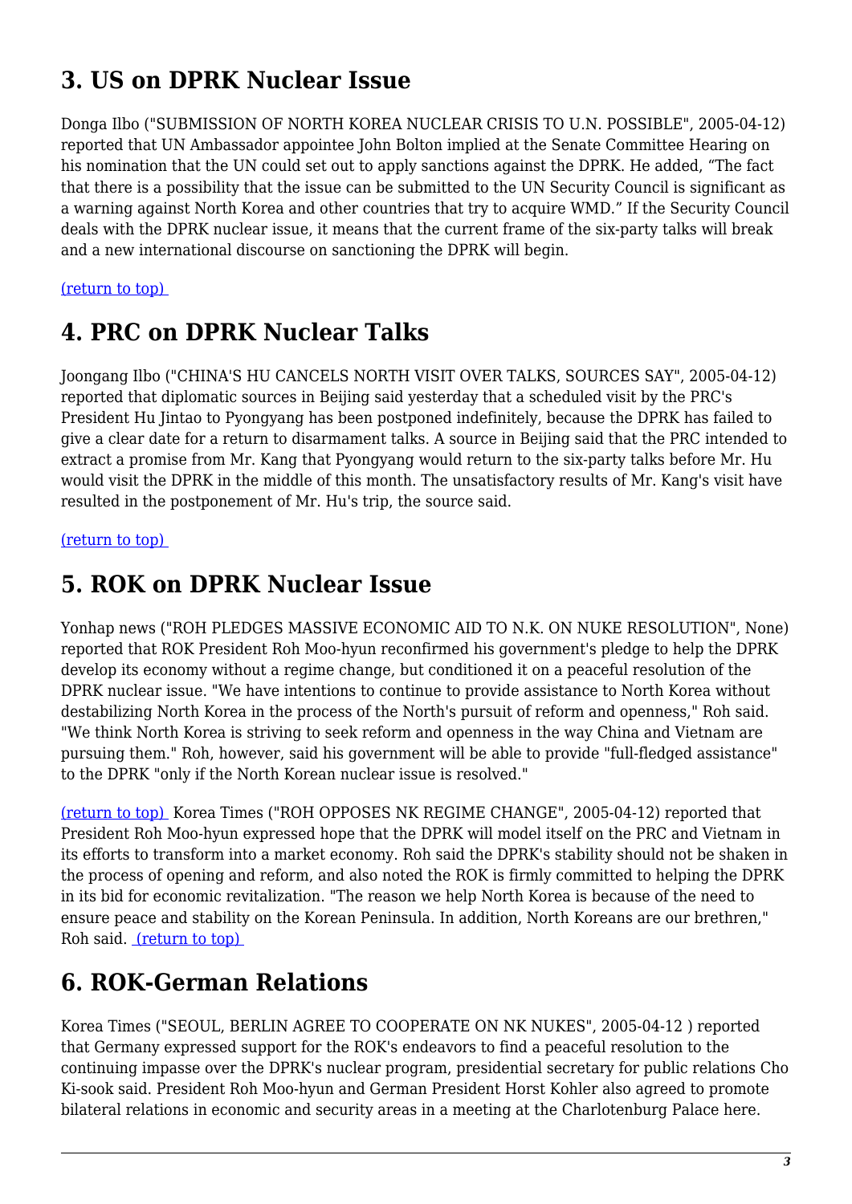## 3. US on DPRK Nuclear Issue

Donga Ilbo ("SUBMISSION OF NORTH KOREA NUCLEAR CRISIS TO U.N. POSSIBLE", 2005-04-12) reported that UN Ambassador appointee John Bolton implied at the Senate Committee Hearing on his nomination that the UN could set out to apply sanctions against the DPRK. He added, "The fact that there is a possibility that the issue can be submitted to the UN Security Council is significant as a warning against North Korea and other countries that try to acquire WMD." If the Security Council deals with the DPRK nuclear issue, it means that the current frame of the six-party talks will break and a new international discourse on sanctioning the DPRK will begin.

(return to top)

## 4. PRC on DPRK Nuclear Talks

Joongang Ilbo ("CHINA'S HU CANCELS NORTH VISIT OVER TALKS, SOURCES SAY", 2005-04-12) reported that diplomatic sources in Beijing said yesterday that a scheduled visit by the PRC's President Hu Jintao to Pyongyang has been postponed indefinitely, because the DPRK has failed to give a clear date for a return to disarmament talks. A source in Beijing said that the PRC intended to extract a promise from Mr. Kang that Pyongyang would return to the six-party talks before Mr. Hu would visit the DPRK in the middle of this month. The unsatisfactory results of Mr. Kang's visit have resulted in the postponement of Mr. Hu's trip, the source said.

(return to top)

## 5. ROK on DPRK Nuclear Issue

Yonhap news ("ROH PLEDGES MASSIVE ECONOMIC AID TO N.K. ON NUKE RESOLUTION", None) reported that ROK President Roh Moo-hyun reconfirmed his government's pledge to help the DPRK develop its economy without a regime change, but conditioned it on a peaceful resolution of the DPRK nuclear issue. "We have intentions to continue to provide assistance to North Korea without destabilizing North Korea in the process of the North's pursuit of reform and openness," Roh said. "We think North Korea is striving to seek reform and openness in the way China and Vietnam are pursuing them." Roh, however, said his government will be able to provide "full-fledged assistance" to the DPRK "only if the North Korean nuclear issue is resolved."

(return to top) Korea Times ("ROH OPPOSES NK REGIME CHANGE", 2005-04-12) reported that President Roh Moo-hyun expressed hope that the DPRK will model itself on the PRC and Vietnam in its efforts to transform into a market economy. Roh said the DPRK's stability should not be shaken in the process of opening and reform, and also noted the ROK is firmly committed to helping the DPRK in its bid for economic revitalization. "The reason we help North Korea is because of the need to ensure peace and stability on the Korean Peninsula. In addition, North Koreans are our brethren," Roh said. (return to top)

## 6. ROK-German Relations

Korea Times ("SEOUL, BERLIN AGREE TO COOPERATE ON NK NUKES", 2005-04-12 ) reported that Germany expressed support for the ROK's endeavors to find a peaceful resolution to the continuing impasse over the DPRK's nuclear program, presidential secretary for public relations Cho Ki-sook said. President Roh Moo-hyun and German President Horst Kohler also agreed to promote bilateral relations in economic and security areas in a meeting at the Charlotenburg Palace here.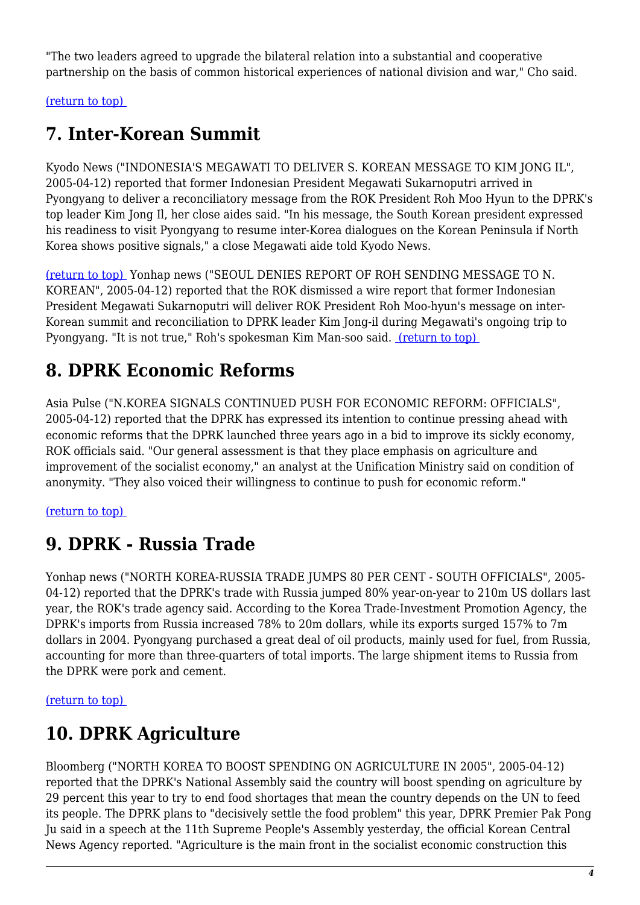"The two leaders agreed to upgrade the bilateral relation into a substantial and cooperative partnership on the basis of common historical experiences of national division and war," Cho said.

(return to top)

## 7. Inter-Korean Summit

Kyodo News ("INDONESIA'S MEGAWATI TO DELIVER S. KOREAN MESSAGE TO KIM JONG IL", 2005-04-12) reported that former Indonesian President Megawati Sukarnoputri arrived in Pyongyang to deliver a reconciliatory message from the ROK President Roh Moo Hyun to the DPRK's top leader Kim Jong Il, her close aides said. "In his message, the South Korean president expressed his readiness to visit Pyongyang to resume inter-Korea dialogues on the Korean Peninsula if North Korea shows positive signals," a close Megawati aide told Kyodo News.

(return to top) Yonhap news ("SEOUL DENIES REPORT OF ROH SENDING MESSAGE TO N. KOREAN", 2005-04-12) reported that the ROK dismissed a wire report that former Indonesian President Megawati Sukarnoputri will deliver ROK President Roh Moo-hyun's message on inter-Korean summit and reconciliation to DPRK leader Kim Jong-il during Megawati's ongoing trip to Pyongyang. "It is not true," Roh's spokesman Kim Man-soo said. (return to top)

## 8. DPRK Economic Reforms

Asia Pulse ("N.KOREA SIGNALS CONTINUED PUSH FOR ECONOMIC REFORM: OFFICIALS", 2005-04-12) reported that the DPRK has expressed its intention to continue pressing ahead with economic reforms that the DPRK launched three years ago in a bid to improve its sickly economy, ROK officials said. "Our general assessment is that they place emphasis on agriculture and improvement of the socialist economy," an analyst at the Unification Ministry said on condition of anonymity. "They also voiced their willingness to continue to push for economic reform."

(return to top)

## 9. DPRK - Russia Trade

Yonhap news ("NORTH KOREA-RUSSIA TRADE JUMPS 80 PER CENT - SOUTH OFFICIALS", 2005-04-12) reported that the DPRK's trade with Russia jumped 80% year-on-year to 210m US dollars last year, the ROK's trade agency said. According to the Korea Trade-Investment Promotion Agency, the DPRK's imports from Russia increased 78% to 20m dollars, while its exports surged 157% to 7m dollars in 2004. Pyongyang purchased a great deal of oil products, mainly used for fuel, from Russia, accounting for more than three-quarters of total imports. The large shipment items to Russia from the DPRK were pork and cement.

(return to top)

## 10. DPRK Agriculture

Bloomberg ("NORTH KOREA TO BOOST SPENDING ON AGRICULTURE IN 2005", 2005-04-12) reported that the DPRK's National Assembly said the country will boost spending on agriculture by 29 percent this year to try to end food shortages that mean the country depends on the UN to feed its people. The DPRK plans to "decisively settle the food problem" this year, DPRK Premier Pak Pong Ju said in a speech at the 11th Supreme People's Assembly yesterday, the official Korean Central News Agency reported. "Agriculture is the main front in the socialist economic construction this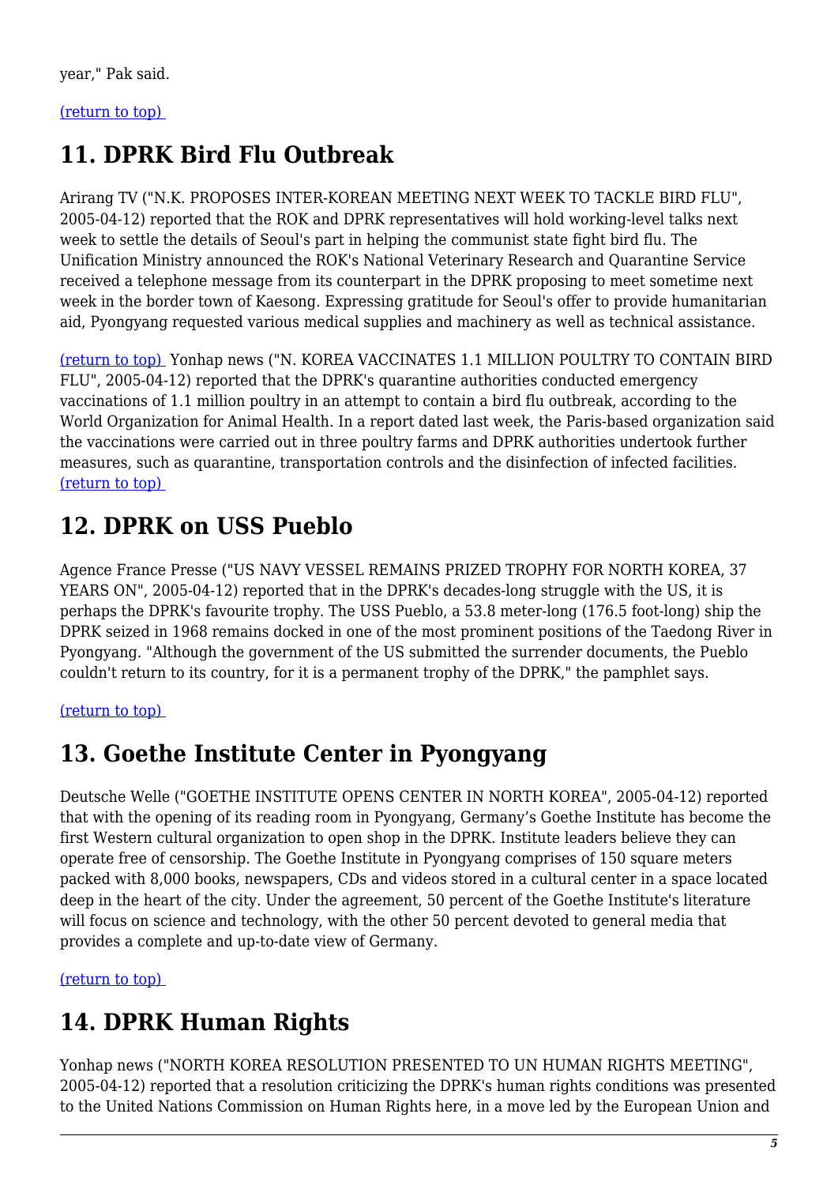year," Pak said.

(return to top) 

## 11. DPRK Bird Flu Outbreak

Arirang TV ("N.K. PROPOSES INTER-KOREAN MEETING NEXT WEEK TO TACKLE BIRD FLU", 2005-04-12) reported that the ROK and DPRK representatives will hold working-level talks next week to settle the details of Seoul's part in helping the communist state fight bird flu. The Unification Ministry announced the ROK's National Veterinary Research and Quarantine Service received a telephone message from its counterpart in the DPRK proposing to meet sometime next week in the border town of Kaesong. Expressing gratitude for Seoul's offer to provide humanitarian aid, Pyongyang requested various medical supplies and machinery as well as technical assistance.

(return to top) Yonhap news ("N. KOREA VACCINATES 1.1 MILLION POULTRY TO CONTAIN BIRD FLU", 2005-04-12) reported that the DPRK's quarantine authorities conducted emergency vaccinations of 1.1 million poultry in an attempt to contain a bird flu outbreak, according to the World Organization for Animal Health. In a report dated last week, the Paris-based organization said the vaccinations were carried out in three poultry farms and DPRK authorities undertook further measures, such as quarantine, transportation controls and the disinfection of infected facilities. (return to top) 

## 12. DPRK on USS Pueblo

Agence France Presse ("US NAVY VESSEL REMAINS PRIZED TROPHY FOR NORTH KOREA, 37 YEARS ON", 2005-04-12) reported that in the DPRK's decades-long struggle with the US, it is perhaps the DPRK's favourite trophy. The USS Pueblo, a 53.8 meter-long (176.5 foot-long) ship the DPRK seized in 1968 remains docked in one of the most prominent positions of the Taedong River in Pyongyang. "Although the government of the US submitted the surrender documents, the Pueblo couldn't return to its country, for it is a permanent trophy of the DPRK," the pamphlet says.

(return to top) 

## 13. Goethe Institute Center in Pyongyang

Deutsche Welle ("GOETHE INSTITUTE OPENS CENTER IN NORTH KOREA", 2005-04-12) reported that with the opening of its reading room in Pyongyang, Germany's Goethe Institute has become the first Western cultural organization to open shop in the DPRK. Institute leaders believe they can operate free of censorship. The Goethe Institute in Pyongyang comprises of 150 square meters packed with 8,000 books, newspapers, CDs and videos stored in a cultural center in a space located deep in the heart of the city. Under the agreement, 50 percent of the Goethe Institute's literature will focus on science and technology, with the other 50 percent devoted to general media that provides a complete and up-to-date view of Germany.

(return to top) 

## 14. DPRK Human Rights

Yonhap news ("NORTH KOREA RESOLUTION PRESENTED TO UN HUMAN RIGHTS MEETING", 2005-04-12) reported that a resolution criticizing the DPRK's human rights conditions was presented to the United Nations Commission on Human Rights here, in a move led by the European Union and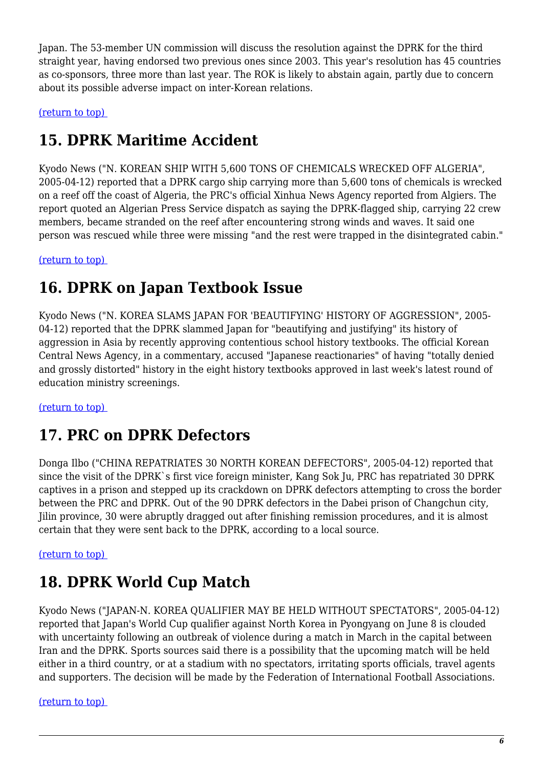Japan. The 53-member UN commission will discuss the resolution against the DPRK for the third straight year, having endorsed two previous ones since 2003. This year's resolution has 45 countries as co-sponsors, three more than last year. The ROK is likely to abstain again, partly due to concern about its possible adverse impact on inter-Korean relations.

(return to top)

## 15. DPRK Maritime Accident

Kyodo News ("N. KOREAN SHIP WITH 5,600 TONS OF CHEMICALS WRECKED OFF ALGERIA", 2005-04-12) reported that a DPRK cargo ship carrying more than 5,600 tons of chemicals is wrecked on a reef off the coast of Algeria, the PRC's official Xinhua News Agency reported from Algiers. The report quoted an Algerian Press Service dispatch as saying the DPRK-flagged ship, carrying 22 crew members, became stranded on the reef after encountering strong winds and waves. It said one person was rescued while three were missing "and the rest were trapped in the disintegrated cabin."

(return to top)

## 16. DPRK on Japan Textbook Issue

Kyodo News ("N. KOREA SLAMS JAPAN FOR 'BEAUTIFYING' HISTORY OF AGGRESSION", 2005-04-12) reported that the DPRK slammed Japan for "beautifying and justifying" its history of aggression in Asia by recently approving contentious school history textbooks. The official Korean Central News Agency, in a commentary, accused "Japanese reactionaries" of having "totally denied and grossly distorted" history in the eight history textbooks approved in last week's latest round of education ministry screenings.

(return to top)

## 17. PRC on DPRK Defectors

Donga Ilbo ("CHINA REPATRIATES 30 NORTH KOREAN DEFECTORS", 2005-04-12) reported that since the visit of the DPRK`s first vice foreign minister, Kang Sok Ju, PRC has repatriated 30 DPRK captives in a prison and stepped up its crackdown on DPRK defectors attempting to cross the border between the PRC and DPRK. Out of the 90 DPRK defectors in the Dabei prison of Changchun city, Jilin province, 30 were abruptly dragged out after finishing remission procedures, and it is almost certain that they were sent back to the DPRK, according to a local source.

(return to top)

## 18. DPRK World Cup Match

Kyodo News ("JAPAN-N. KOREA QUALIFIER MAY BE HELD WITHOUT SPECTATORS", 2005-04-12) reported that Japan's World Cup qualifier against North Korea in Pyongyang on June 8 is clouded with uncertainty following an outbreak of violence during a match in March in the capital between Iran and the DPRK. Sports sources said there is a possibility that the upcoming match will be held either in a third country, or at a stadium with no spectators, irritating sports officials, travel agents and supporters. The decision will be made by the Federation of International Football Associations.

(return to top)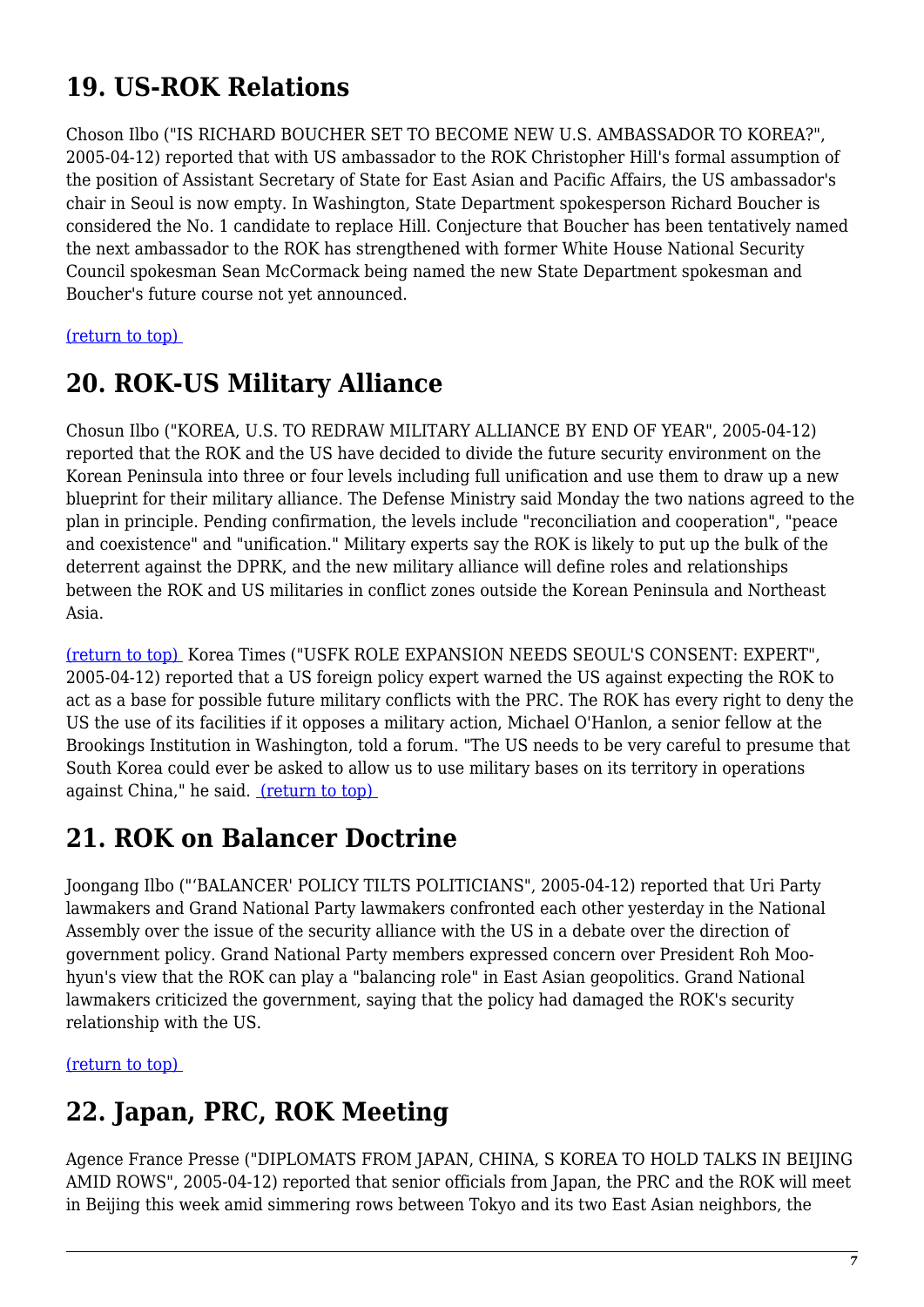## 19. US-ROK Relations

Choson Ilbo ("IS RICHARD BOUCHER SET TO BECOME NEW U.S. AMBASSADOR TO KOREA?", 2005-04-12) reported that with US ambassador to the ROK Christopher Hill's formal assumption of the position of Assistant Secretary of State for East Asian and Pacific Affairs, the US ambassador's chair in Seoul is now empty. In Washington, State Department spokesperson Richard Boucher is considered the No. 1 candidate to replace Hill. Conjecture that Boucher has been tentatively named the next ambassador to the ROK has strengthened with former White House National Security Council spokesman Sean McCormack being named the new State Department spokesman and Boucher's future course not yet announced.

(return to top)

## 20. ROK-US Military Alliance

Chosun Ilbo ("KOREA, U.S. TO REDRAW MILITARY ALLIANCE BY END OF YEAR", 2005-04-12) reported that the ROK and the US have decided to divide the future security environment on the Korean Peninsula into three or four levels including full unification and use them to draw up a new blueprint for their military alliance. The Defense Ministry said Monday the two nations agreed to the plan in principle. Pending confirmation, the levels include "reconciliation and cooperation", "peace and coexistence" and "unification." Military experts say the ROK is likely to put up the bulk of the deterrent against the DPRK, and the new military alliance will define roles and relationships between the ROK and US militaries in conflict zones outside the Korean Peninsula and Northeast Asia.

(return to top) Korea Times ("USFK ROLE EXPANSION NEEDS SEOUL'S CONSENT: EXPERT", 2005-04-12) reported that a US foreign policy expert warned the US against expecting the ROK to act as a base for possible future military conflicts with the PRC. The ROK has every right to deny the US the use of its facilities if it opposes a military action, Michael O'Hanlon, a senior fellow at the Brookings Institution in Washington, told a forum. "The US needs to be very careful to presume that South Korea could ever be asked to allow us to use military bases on its territory in operations against China," he said. (return to top)

## 21. ROK on Balancer Doctrine

Joongang Ilbo ("'BALANCER' POLICY TILTS POLITICIANS", 2005-04-12) reported that Uri Party lawmakers and Grand National Party lawmakers confronted each other yesterday in the National Assembly over the issue of the security alliance with the US in a debate over the direction of government policy. Grand National Party members expressed concern over President Roh Moo-hyun's view that the ROK can play a "balancing role" in East Asian geopolitics. Grand National lawmakers criticized the government, saying that the policy had damaged the ROK's security relationship with the US.

(return to top)

## 22. Japan, PRC, ROK Meeting

Agence France Presse ("DIPLOMATS FROM JAPAN, CHINA, S KOREA TO HOLD TALKS IN BEIJING AMID ROWS", 2005-04-12) reported that senior officials from Japan, the PRC and the ROK will meet in Beijing this week amid simmering rows between Tokyo and its two East Asian neighbors, the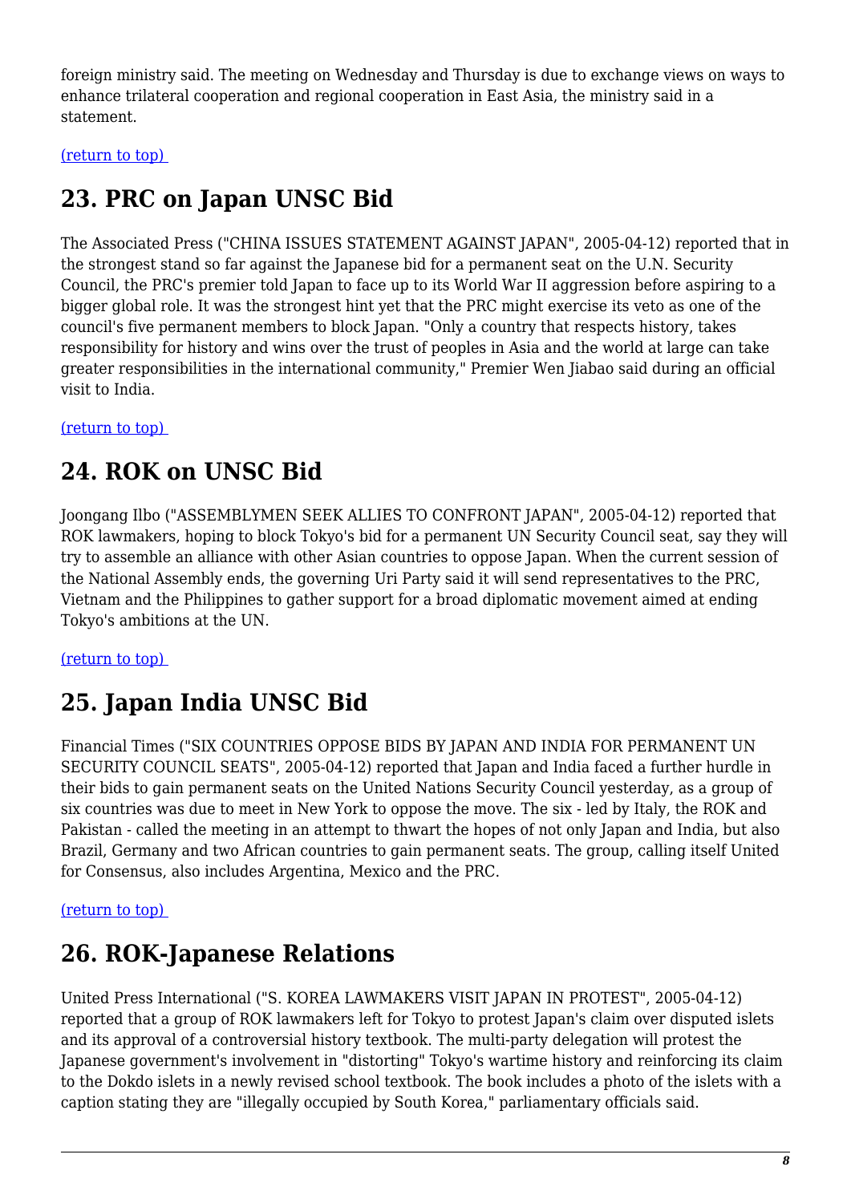foreign ministry said. The meeting on Wednesday and Thursday is due to exchange views on ways to enhance trilateral cooperation and regional cooperation in East Asia, the ministry said in a statement.

(return to top)

## 23. PRC on Japan UNSC Bid

The Associated Press ("CHINA ISSUES STATEMENT AGAINST JAPAN", 2005-04-12) reported that in the strongest stand so far against the Japanese bid for a permanent seat on the U.N. Security Council, the PRC's premier told Japan to face up to its World War II aggression before aspiring to a bigger global role. It was the strongest hint yet that the PRC might exercise its veto as one of the council's five permanent members to block Japan. "Only a country that respects history, takes responsibility for history and wins over the trust of peoples in Asia and the world at large can take greater responsibilities in the international community," Premier Wen Jiabao said during an official visit to India.

(return to top)

## 24. ROK on UNSC Bid

Joongang Ilbo ("ASSEMBLYMEN SEEK ALLIES TO CONFRONT JAPAN", 2005-04-12) reported that ROK lawmakers, hoping to block Tokyo's bid for a permanent UN Security Council seat, say they will try to assemble an alliance with other Asian countries to oppose Japan. When the current session of the National Assembly ends, the governing Uri Party said it will send representatives to the PRC, Vietnam and the Philippines to gather support for a broad diplomatic movement aimed at ending Tokyo's ambitions at the UN.

(return to top)

## 25. Japan India UNSC Bid

Financial Times ("SIX COUNTRIES OPPOSE BIDS BY JAPAN AND INDIA FOR PERMANENT UN SECURITY COUNCIL SEATS", 2005-04-12) reported that Japan and India faced a further hurdle in their bids to gain permanent seats on the United Nations Security Council yesterday, as a group of six countries was due to meet in New York to oppose the move. The six - led by Italy, the ROK and Pakistan - called the meeting in an attempt to thwart the hopes of not only Japan and India, but also Brazil, Germany and two African countries to gain permanent seats. The group, calling itself United for Consensus, also includes Argentina, Mexico and the PRC.

(return to top)

## 26. ROK-Japanese Relations

United Press International ("S. KOREA LAWMAKERS VISIT JAPAN IN PROTEST", 2005-04-12) reported that a group of ROK lawmakers left for Tokyo to protest Japan's claim over disputed islets and its approval of a controversial history textbook. The multi-party delegation will protest the Japanese government's involvement in "distorting" Tokyo's wartime history and reinforcing its claim to the Dokdo islets in a newly revised school textbook. The book includes a photo of the islets with a caption stating they are "illegally occupied by South Korea," parliamentary officials said.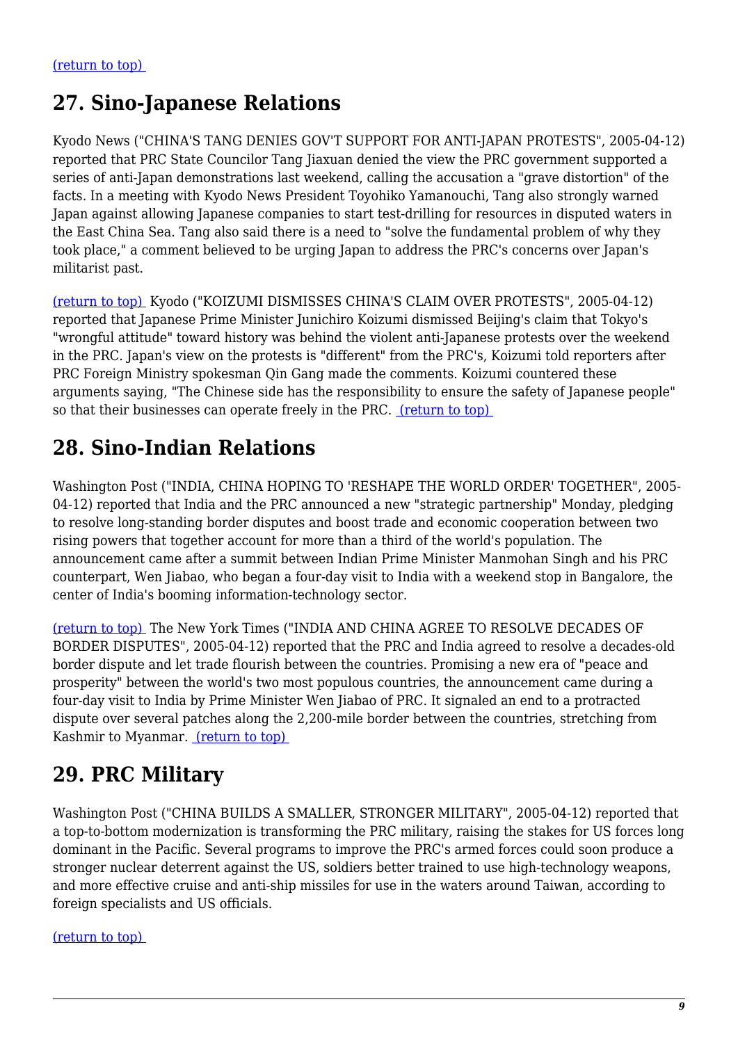(return to top)

## 27. Sino-Japanese Relations

Kyodo News ("CHINA'S TANG DENIES GOV'T SUPPORT FOR ANTI-JAPAN PROTESTS", 2005-04-12) reported that PRC State Councilor Tang Jiaxuan denied the view the PRC government supported a series of anti-Japan demonstrations last weekend, calling the accusation a "grave distortion" of the facts. In a meeting with Kyodo News President Toyohiko Yamanouchi, Tang also strongly warned Japan against allowing Japanese companies to start test-drilling for resources in disputed waters in the East China Sea. Tang also said there is a need to "solve the fundamental problem of why they took place," a comment believed to be urging Japan to address the PRC's concerns over Japan's militarist past.

(return to top) Kyodo ("KOIZUMI DISMISSES CHINA'S CLAIM OVER PROTESTS", 2005-04-12) reported that Japanese Prime Minister Junichiro Koizumi dismissed Beijing's claim that Tokyo's "wrongful attitude" toward history was behind the violent anti-Japanese protests over the weekend in the PRC. Japan's view on the protests is "different" from the PRC's, Koizumi told reporters after PRC Foreign Ministry spokesman Qin Gang made the comments. Koizumi countered these arguments saying, "The Chinese side has the responsibility to ensure the safety of Japanese people" so that their businesses can operate freely in the PRC. (return to top)

## 28. Sino-Indian Relations

Washington Post ("INDIA, CHINA HOPING TO 'RESHAPE THE WORLD ORDER' TOGETHER", 2005-04-12) reported that India and the PRC announced a new "strategic partnership" Monday, pledging to resolve long-standing border disputes and boost trade and economic cooperation between two rising powers that together account for more than a third of the world's population. The announcement came after a summit between Indian Prime Minister Manmohan Singh and his PRC counterpart, Wen Jiabao, who began a four-day visit to India with a weekend stop in Bangalore, the center of India's booming information-technology sector.

(return to top) The New York Times ("INDIA AND CHINA AGREE TO RESOLVE DECADES OF BORDER DISPUTES", 2005-04-12) reported that the PRC and India agreed to resolve a decades-old border dispute and let trade flourish between the countries. Promising a new era of "peace and prosperity" between the world's two most populous countries, the announcement came during a four-day visit to India by Prime Minister Wen Jiabao of PRC. It signaled an end to a protracted dispute over several patches along the 2,200-mile border between the countries, stretching from Kashmir to Myanmar. (return to top)

## 29. PRC Military

Washington Post ("CHINA BUILDS A SMALLER, STRONGER MILITARY", 2005-04-12) reported that a top-to-bottom modernization is transforming the PRC military, raising the stakes for US forces long dominant in the Pacific. Several programs to improve the PRC's armed forces could soon produce a stronger nuclear deterrent against the US, soldiers better trained to use high-technology weapons, and more effective cruise and anti-ship missiles for use in the waters around Taiwan, according to foreign specialists and US officials.

(return to top)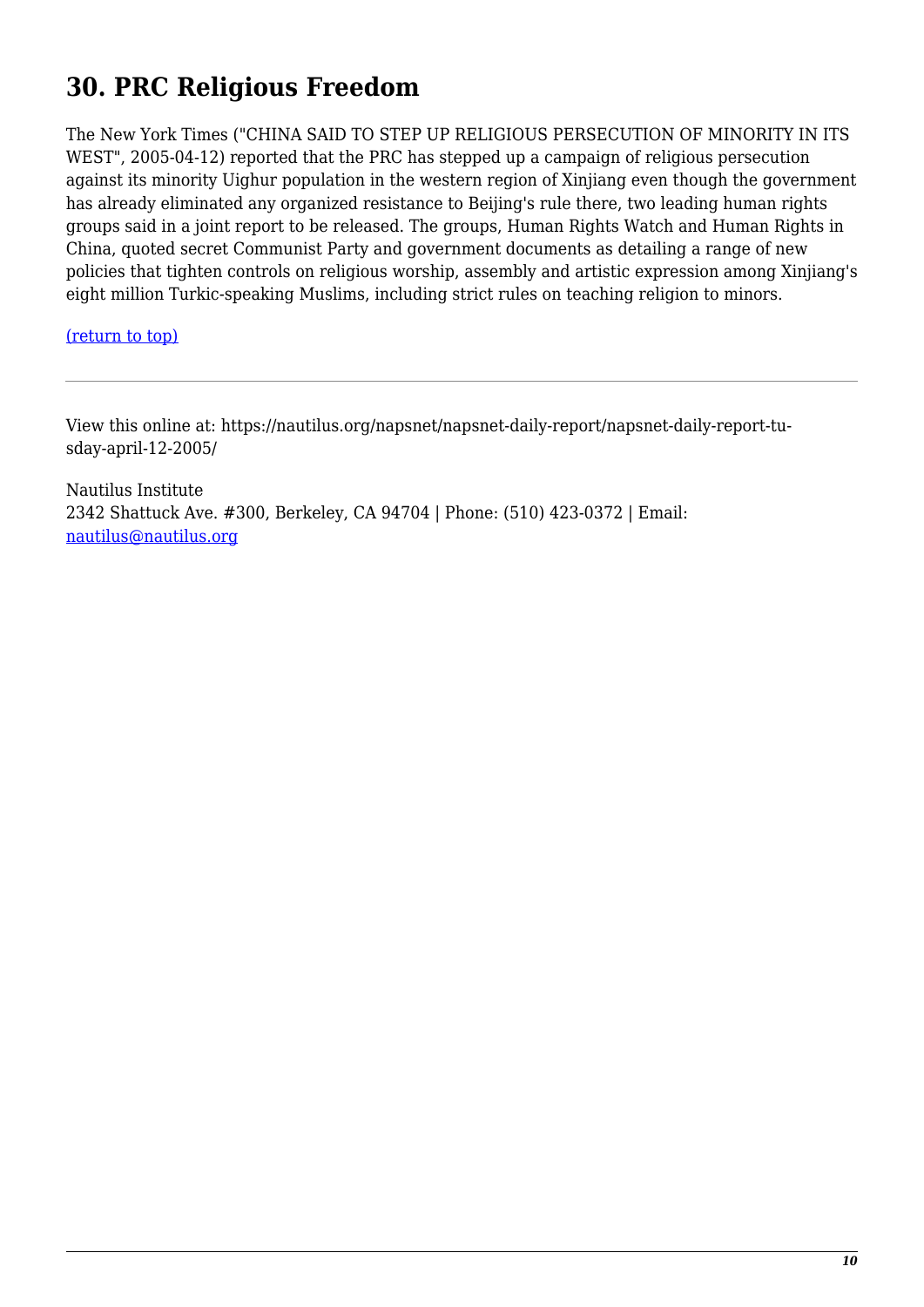## 30. PRC Religious Freedom

The New York Times ("CHINA SAID TO STEP UP RELIGIOUS PERSECUTION OF MINORITY IN ITS WEST", 2005-04-12) reported that the PRC has stepped up a campaign of religious persecution against its minority Uighur population in the western region of Xinjiang even though the government has already eliminated any organized resistance to Beijing's rule there, two leading human rights groups said in a joint report to be released. The groups, Human Rights Watch and Human Rights in China, quoted secret Communist Party and government documents as detailing a range of new policies that tighten controls on religious worship, assembly and artistic expression among Xinjiang's eight million Turkic-speaking Muslims, including strict rules on teaching religion to minors.

(return to top)

---

View this online at: https://nautilus.org/napsnet/napsnet-daily-report/napsnet-daily-report-tusday-april-12-2005/

Nautilus Institute
2342 Shattuck Ave. #300, Berkeley, CA 94704 | Phone: (510) 423-0372 | Email: nautilus@nautilus.org